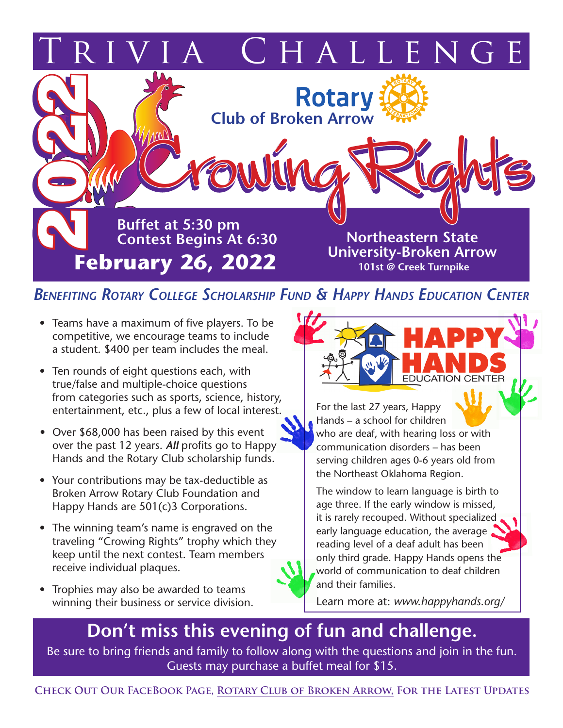# Trivia Challenge

**Rotary Club of Broken Arrow**

# 2022 Crowing Rights

**Buffet at 5:30 pm**
**Contest Begins At 6:30**

## February 26, 2022

**Northeastern State University-Broken Arrow**
**101st @ Creek Turnpike**

***Benefiting Rotary College Scholarship Fund & Happy Hands Education Center***

- Teams have a maximum of five players. To be competitive, we encourage teams to include a student. $400 per team includes the meal.
- Ten rounds of eight questions each, with true/false and multiple-choice questions from categories such as sports, science, history, entertainment, etc., plus a few of local interest.
- Over $68,000 has been raised by this event over the past 12 years. ***All*** profits go to Happy Hands and the Rotary Club scholarship funds.
- Your contributions may be tax-deductible as Broken Arrow Rotary Club Foundation and Happy Hands are 501(c)3 Corporations.
- The winning team's name is engraved on the traveling "Crowing Rights" trophy which they keep until the next contest. Team members receive individual plaques.
- Trophies may also be awarded to teams winning their business or service division.

**HAPPY HANDS EDUCATION CENTER**

For the last 27 years, Happy Hands – a school for children who are deaf, with hearing loss or with communication disorders – has been serving children ages 0-6 years old from the Northeast Oklahoma Region.

The window to learn language is birth to age three. If the early window is missed, it is rarely recouped. Without specialized early language education, the average reading level of a deaf adult has been only third grade. Happy Hands opens the world of communication to deaf children and their families.

Learn more at: *www.happyhands.org/*

## Don't miss this evening of fun and challenge.

Be sure to bring friends and family to follow along with the questions and join in the fun. Guests may purchase a buffet meal for $15.

**Check Out Our FaceBook Page, Rotary Club of Broken Arrow, For the Latest Updates**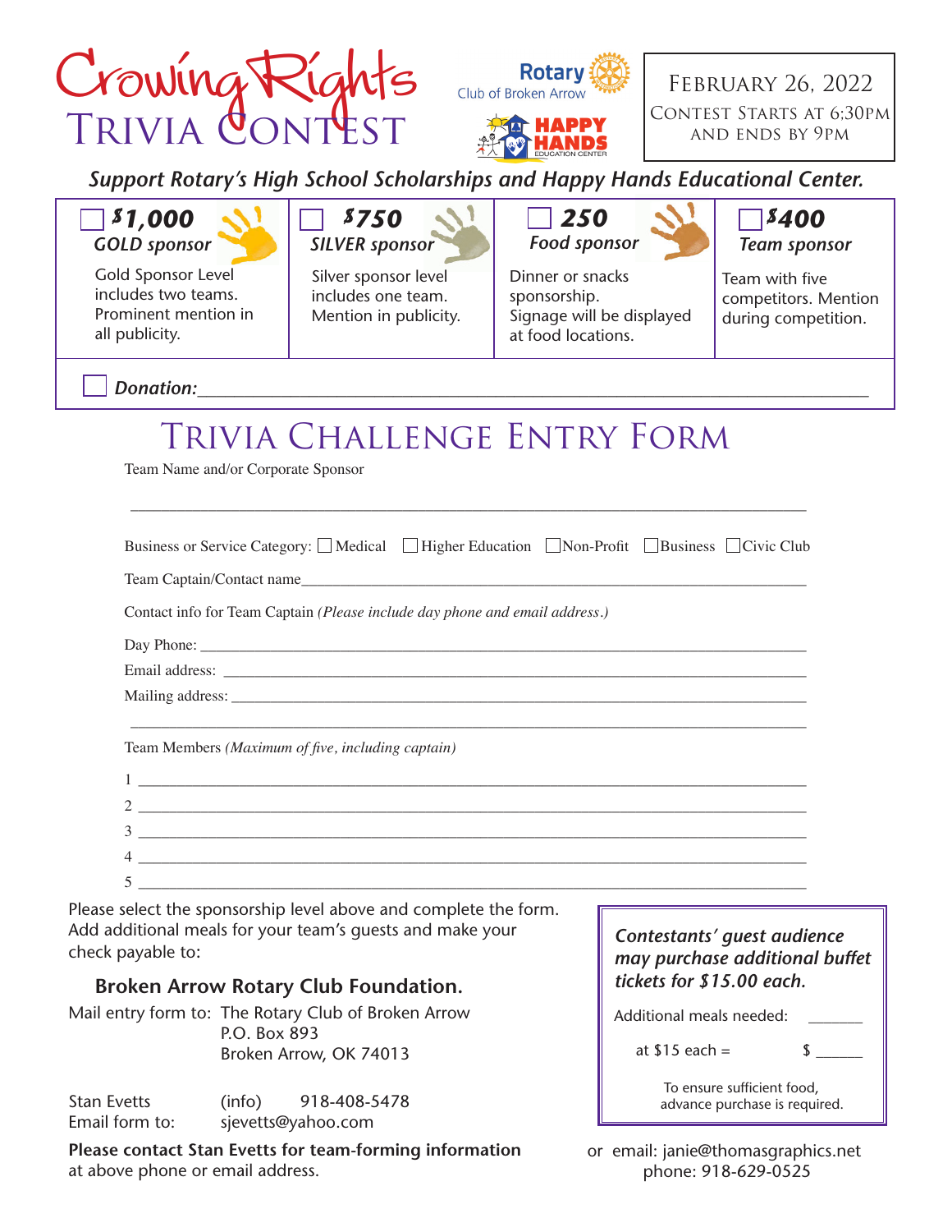# Growing Rights Trivia Contest

Rotary Club of Broken Arrow

HAPPY HANDS EDUCATION CENTER

February 26, 2022
Contest Starts at 6:30PM and ends by 9PM

***Support Rotary's High School Scholarships and Happy Hands Educational Center.***

| ☐ $1,000 GOLD sponsor | ☐ $750 SILVER sponsor | ☐ 250 Food sponsor | ☐ $400 Team sponsor |
|---|---|---|---|
| Gold Sponsor Level includes two teams. Prominent mention in all publicity. | Silver sponsor level includes one team. Mention in publicity. | Dinner or snacks sponsorship. Signage will be displayed at food locations. | Team with five competitors. Mention during competition. |

☐ ***Donation:***______________________________________________

# Trivia Challenge Entry Form

Team Name and/or Corporate Sponsor

______________________________________________

Business or Service Category: ☐ Medical ☐ Higher Education ☐ Non-Profit ☐ Business ☐ Civic Club

Team Captain/Contact name______________________________________________

Contact info for Team Captain *(Please include day phone and email address.)*

Day Phone: ______________________________________________

Email address: ______________________________________________

Mailing address: ______________________________________________

______________________________________________

Team Members *(Maximum of five, including captain)*

1 ______________________________________________
2 ______________________________________________
3 ______________________________________________
4 ______________________________________________
5 ______________________________________________

Please select the sponsorship level above and complete the form. Add additional meals for your team's guests and make your check payable to:

**Broken Arrow Rotary Club Foundation.**

Mail entry form to: The Rotary Club of Broken Arrow
P.O. Box 893
Broken Arrow, OK 74013

Stan Evetts (info) 918-408-5478
Email form to: sjevetts@yahoo.com

**Please contact Stan Evetts for team-forming information** at above phone or email address.

***Contestants' guest audience may purchase additional buffet tickets for $15.00 each.***

Additional meals needed: _______

at $15 each = $ ______

To ensure sufficient food, advance purchase is required.

or email: janie@thomasgraphics.net
phone: 918-629-0525